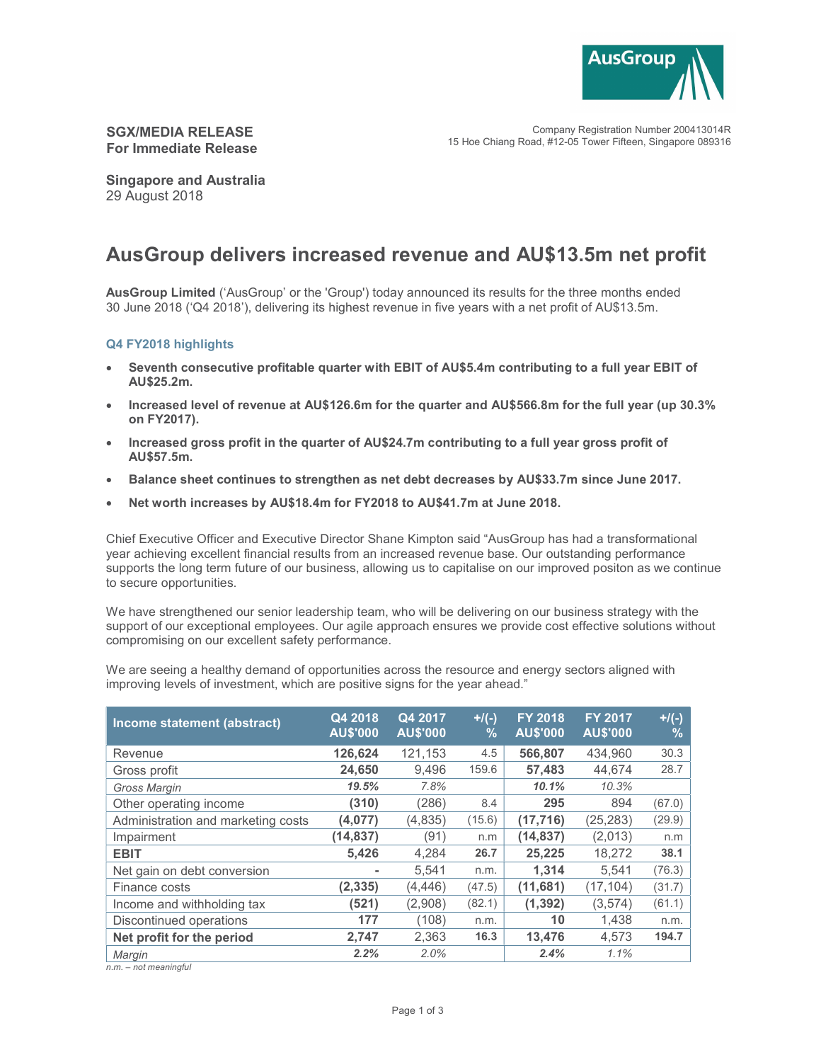AusGroup

**SGX/MEDIA RELEASE**
**For Immediate Release**

Company Registration Number 200413014R
15 Hoe Chiang Road, #12-05 Tower Fifteen, Singapore 089316

**Singapore and Australia**
29 August 2018

# AusGroup delivers increased revenue and AU$13.5m net profit

**AusGroup Limited** ('AusGroup' or the 'Group') today announced its results for the three months ended 30 June 2018 ('Q4 2018'), delivering its highest revenue in five years with a net profit of AU$13.5m.

### Q4 FY2018 highlights

- **Seventh consecutive profitable quarter with EBIT of AU$5.4m contributing to a full year EBIT of AU$25.2m.**
- **Increased level of revenue at AU$126.6m for the quarter and AU$566.8m for the full year (up 30.3% on FY2017).**
- **Increased gross profit in the quarter of AU$24.7m contributing to a full year gross profit of AU$57.5m.**
- **Balance sheet continues to strengthen as net debt decreases by AU$33.7m since June 2017.**
- **Net worth increases by AU$18.4m for FY2018 to AU$41.7m at June 2018.**

Chief Executive Officer and Executive Director Shane Kimpton said "AusGroup has had a transformational year achieving excellent financial results from an increased revenue base. Our outstanding performance supports the long term future of our business, allowing us to capitalise on our improved positon as we continue to secure opportunities.

We have strengthened our senior leadership team, who will be delivering on our business strategy with the support of our exceptional employees. Our agile approach ensures we provide cost effective solutions without compromising on our excellent safety performance.

We are seeing a healthy demand of opportunities across the resource and energy sectors aligned with improving levels of investment, which are positive signs for the year ahead."

| Income statement (abstract) | Q4 2018 AU$'000 | Q4 2017 AU$'000 | +/(-) % | FY 2018 AU$'000 | FY 2017 AU$'000 | +/(-) % |
|---|---|---|---|---|---|---|
| Revenue | **126,624** | 121,153 | 4.5 | **566,807** | 434,960 | 30.3 |
| Gross profit | **24,650** | 9,496 | 159.6 | **57,483** | 44,674 | 28.7 |
| *Gross Margin* | ***19.5%*** | *7.8%* | | ***10.1%*** | *10.3%* | |
| Other operating income | **(310)** | (286) | 8.4 | **295** | 894 | (67.0) |
| Administration and marketing costs | **(4,077)** | (4,835) | (15.6) | **(17,716)** | (25,283) | (29.9) |
| Impairment | **(14,837)** | (91) | n.m | **(14,837)** | (2,013) | n.m |
| **EBIT** | **5,426** | 4,284 | **26.7** | **25,225** | 18,272 | **38.1** |
| Net gain on debt conversion | **-** | 5,541 | n.m. | **1,314** | 5,541 | (76.3) |
| Finance costs | **(2,335)** | (4,446) | (47.5) | **(11,681)** | (17,104) | (31.7) |
| Income and withholding tax | **(521)** | (2,908) | (82.1) | **(1,392)** | (3,574) | (61.1) |
| Discontinued operations | **177** | (108) | n.m. | **10** | 1,438 | n.m. |
| **Net profit for the period** | **2,747** | 2,363 | **16.3** | **13,476** | 4,573 | **194.7** |
| *Margin* | ***2.2%*** | *2.0%* | | ***2.4%*** | *1.1%* | |

*n.m. – not meaningful*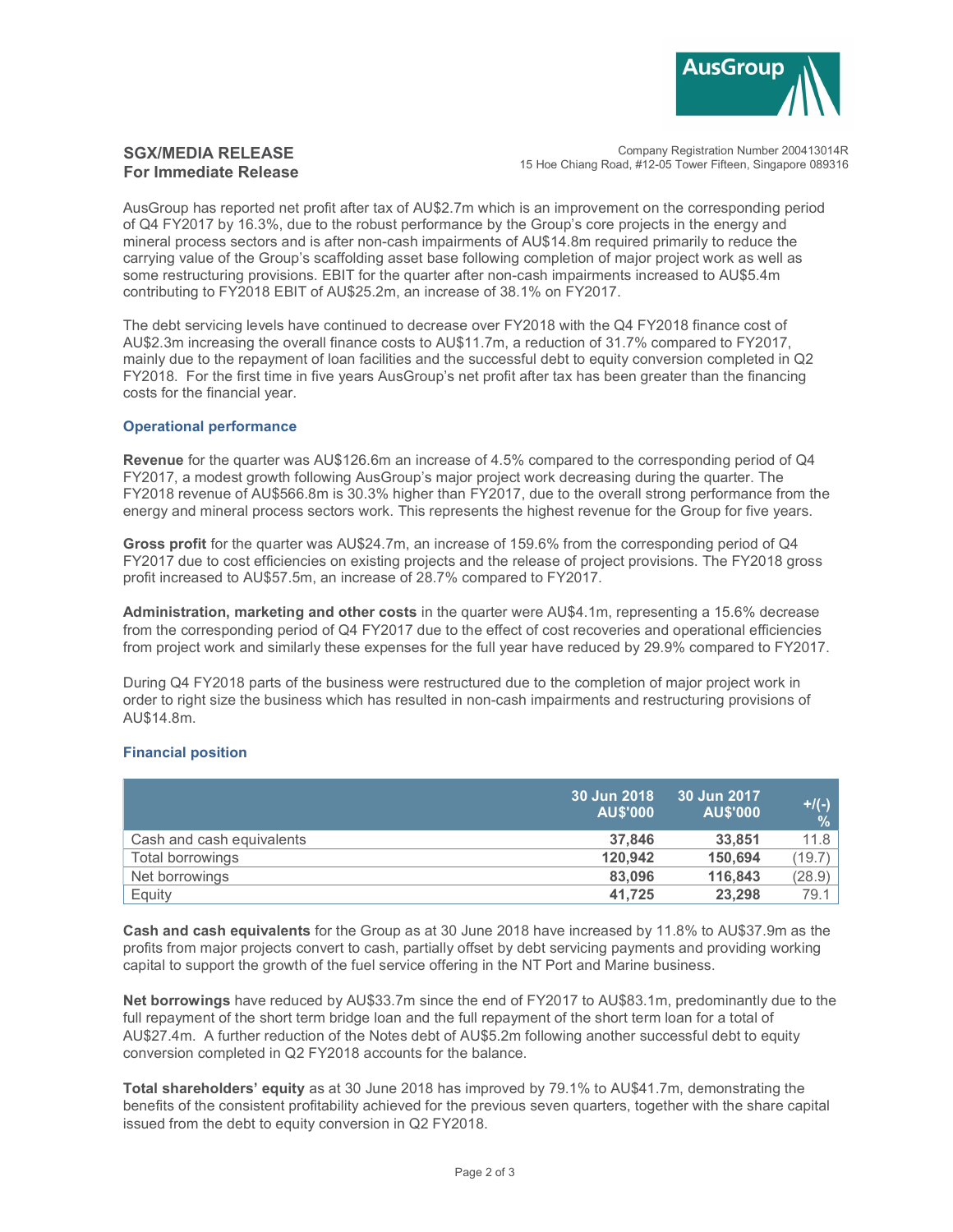**SGX/MEDIA RELEASE**
**For Immediate Release**

Company Registration Number 200413014R
15 Hoe Chiang Road, #12-05 Tower Fifteen, Singapore 089316

AusGroup has reported net profit after tax of AU$2.7m which is an improvement on the corresponding period of Q4 FY2017 by 16.3%, due to the robust performance by the Group's core projects in the energy and mineral process sectors and is after non-cash impairments of AU$14.8m required primarily to reduce the carrying value of the Group's scaffolding asset base following completion of major project work as well as some restructuring provisions. EBIT for the quarter after non-cash impairments increased to AU$5.4m contributing to FY2018 EBIT of AU$25.2m, an increase of 38.1% on FY2017.

The debt servicing levels have continued to decrease over FY2018 with the Q4 FY2018 finance cost of AU$2.3m increasing the overall finance costs to AU$11.7m, a reduction of 31.7% compared to FY2017, mainly due to the repayment of loan facilities and the successful debt to equity conversion completed in Q2 FY2018. For the first time in five years AusGroup's net profit after tax has been greater than the financing costs for the financial year.

### Operational performance

**Revenue** for the quarter was AU$126.6m an increase of 4.5% compared to the corresponding period of Q4 FY2017, a modest growth following AusGroup's major project work decreasing during the quarter. The FY2018 revenue of AU$566.8m is 30.3% higher than FY2017, due to the overall strong performance from the energy and mineral process sectors work. This represents the highest revenue for the Group for five years.

**Gross profit** for the quarter was AU$24.7m, an increase of 159.6% from the corresponding period of Q4 FY2017 due to cost efficiencies on existing projects and the release of project provisions. The FY2018 gross profit increased to AU$57.5m, an increase of 28.7% compared to FY2017.

**Administration, marketing and other costs** in the quarter were AU$4.1m, representing a 15.6% decrease from the corresponding period of Q4 FY2017 due to the effect of cost recoveries and operational efficiencies from project work and similarly these expenses for the full year have reduced by 29.9% compared to FY2017.

During Q4 FY2018 parts of the business were restructured due to the completion of major project work in order to right size the business which has resulted in non-cash impairments and restructuring provisions of AU$14.8m.

### Financial position

| | 30 Jun 2018 AU$'000 | 30 Jun 2017 AU$'000 | +/(-) % |
|---|---|---|---|
| Cash and cash equivalents | **37,846** | **33,851** | 11.8 |
| Total borrowings | **120,942** | **150,694** | (19.7) |
| Net borrowings | **83,096** | **116,843** | (28.9) |
| Equity | **41,725** | **23,298** | 79.1 |

**Cash and cash equivalents** for the Group as at 30 June 2018 have increased by 11.8% to AU$37.9m as the profits from major projects convert to cash, partially offset by debt servicing payments and providing working capital to support the growth of the fuel service offering in the NT Port and Marine business.

**Net borrowings** have reduced by AU$33.7m since the end of FY2017 to AU$83.1m, predominantly due to the full repayment of the short term bridge loan and the full repayment of the short term loan for a total of AU$27.4m. A further reduction of the Notes debt of AU$5.2m following another successful debt to equity conversion completed in Q2 FY2018 accounts for the balance.

**Total shareholders' equity** as at 30 June 2018 has improved by 79.1% to AU$41.7m, demonstrating the benefits of the consistent profitability achieved for the previous seven quarters, together with the share capital issued from the debt to equity conversion in Q2 FY2018.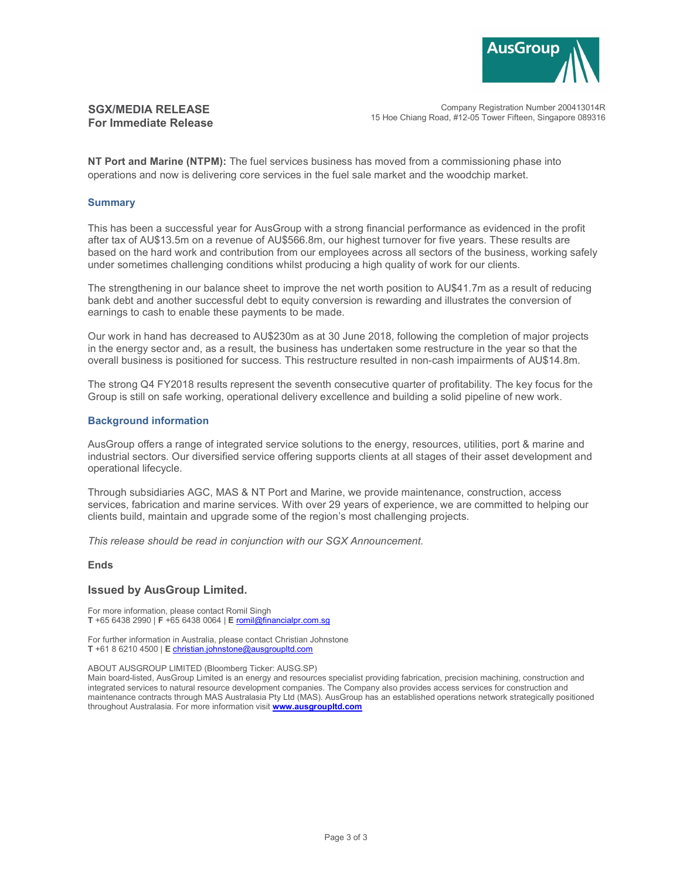**SGX/MEDIA RELEASE**
**For Immediate Release**

Company Registration Number 200413014R
15 Hoe Chiang Road, #12-05 Tower Fifteen, Singapore 089316

**NT Port and Marine (NTPM):** The fuel services business has moved from a commissioning phase into operations and now is delivering core services in the fuel sale market and the woodchip market.

### Summary

This has been a successful year for AusGroup with a strong financial performance as evidenced in the profit after tax of AU$13.5m on a revenue of AU$566.8m, our highest turnover for five years. These results are based on the hard work and contribution from our employees across all sectors of the business, working safely under sometimes challenging conditions whilst producing a high quality of work for our clients.

The strengthening in our balance sheet to improve the net worth position to AU$41.7m as a result of reducing bank debt and another successful debt to equity conversion is rewarding and illustrates the conversion of earnings to cash to enable these payments to be made.

Our work in hand has decreased to AU$230m as at 30 June 2018, following the completion of major projects in the energy sector and, as a result, the business has undertaken some restructure in the year so that the overall business is positioned for success. This restructure resulted in non-cash impairments of AU$14.8m.

The strong Q4 FY2018 results represent the seventh consecutive quarter of profitability. The key focus for the Group is still on safe working, operational delivery excellence and building a solid pipeline of new work.

### Background information

AusGroup offers a range of integrated service solutions to the energy, resources, utilities, port & marine and industrial sectors. Our diversified service offering supports clients at all stages of their asset development and operational lifecycle.

Through subsidiaries AGC, MAS & NT Port and Marine, we provide maintenance, construction, access services, fabrication and marine services. With over 29 years of experience, we are committed to helping our clients build, maintain and upgrade some of the region's most challenging projects.

*This release should be read in conjunction with our SGX Announcement.*

**Ends**

### Issued by AusGroup Limited.

For more information, please contact Romil Singh
**T** +65 6438 2990 | **F** +65 6438 0064 | **E** romil@financialpr.com.sg

For further information in Australia, please contact Christian Johnstone
**T** +61 8 6210 4500 | **E** christian.johnstone@ausgroupltd.com

ABOUT AUSGROUP LIMITED (Bloomberg Ticker: AUSG.SP)
Main board-listed, AusGroup Limited is an energy and resources specialist providing fabrication, precision machining, construction and integrated services to natural resource development companies. The Company also provides access services for construction and maintenance contracts through MAS Australasia Pty Ltd (MAS). AusGroup has an established operations network strategically positioned throughout Australasia. For more information visit **www.ausgroupltd.com**